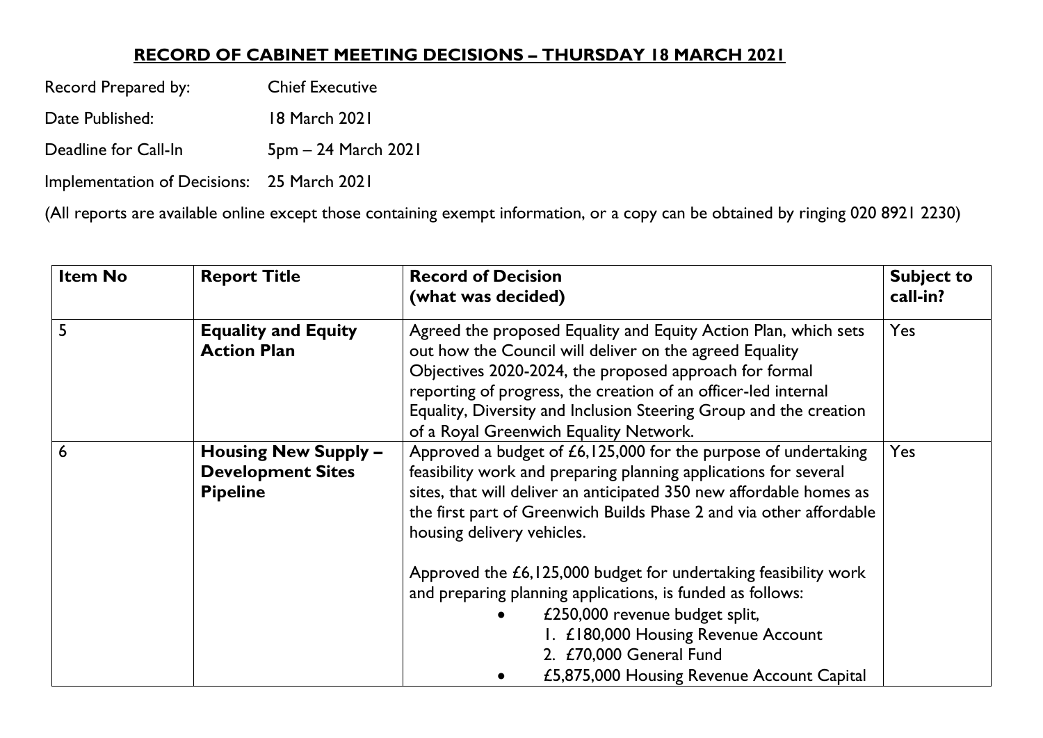# RECORD OF CABINET MEETING DECISIONS – THURSDAY 18 MARCH 2021

Record Prepared by: Chief Executive

Date Published: 18 March 2021

Deadline for Call-In 5pm – 24 March 2021

Implementation of Decisions: 25 March 2021

(All reports are available online except those containing exempt information, or a copy can be obtained by ringing 020 8921 2230)

| Item No | Report Title | Record of Decision (what was decided) | Subject to call-in? |
|---|---|---|---|
| 5 | **Equality and Equity Action Plan** | Agreed the proposed Equality and Equity Action Plan, which sets out how the Council will deliver on the agreed Equality Objectives 2020-2024, the proposed approach for formal reporting of progress, the creation of an officer-led internal Equality, Diversity and Inclusion Steering Group and the creation of a Royal Greenwich Equality Network. | Yes |
| 6 | **Housing New Supply – Development Sites Pipeline** | Approved a budget of £6,125,000 for the purpose of undertaking feasibility work and preparing planning applications for several sites, that will deliver an anticipated 350 new affordable homes as the first part of Greenwich Builds Phase 2 and via other affordable housing delivery vehicles.<br><br>Approved the £6,125,000 budget for undertaking feasibility work and preparing planning applications, is funded as follows:<br>• £250,000 revenue budget split,<br>1. £180,000 Housing Revenue Account<br>2. £70,000 General Fund<br>• £5,875,000 Housing Revenue Account Capital | Yes |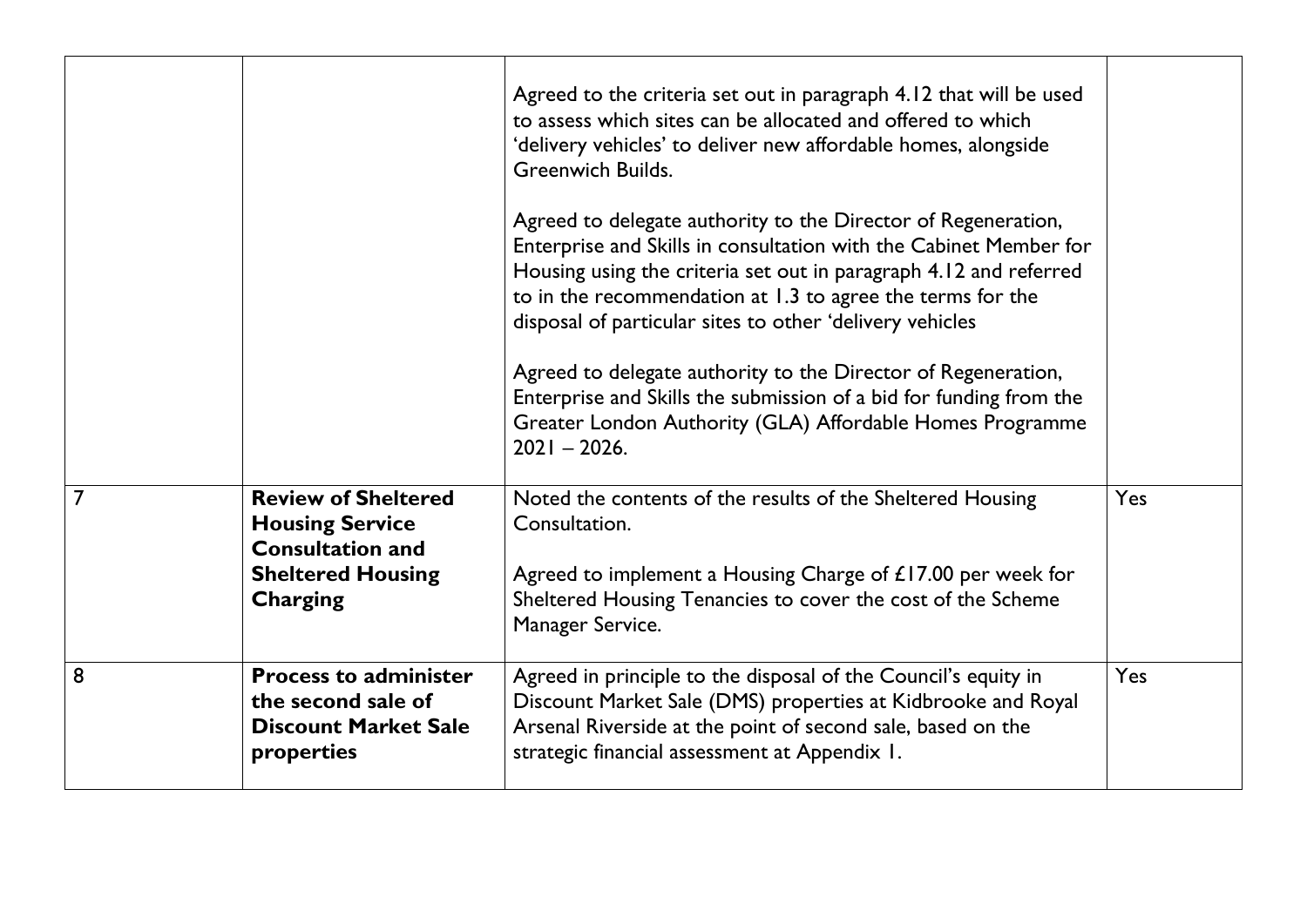| | | | |
|---|---|---|---|
| | | Agreed to the criteria set out in paragraph 4.12 that will be used to assess which sites can be allocated and offered to which 'delivery vehicles' to deliver new affordable homes, alongside Greenwich Builds.<br><br>Agreed to delegate authority to the Director of Regeneration, Enterprise and Skills in consultation with the Cabinet Member for Housing using the criteria set out in paragraph 4.12 and referred to in the recommendation at 1.3 to agree the terms for the disposal of particular sites to other 'delivery vehicles<br><br>Agreed to delegate authority to the Director of Regeneration, Enterprise and Skills the submission of a bid for funding from the Greater London Authority (GLA) Affordable Homes Programme 2021 – 2026. | |
| 7 | **Review of Sheltered Housing Service Consultation and Sheltered Housing Charging** | Noted the contents of the results of the Sheltered Housing Consultation.<br><br>Agreed to implement a Housing Charge of £17.00 per week for Sheltered Housing Tenancies to cover the cost of the Scheme Manager Service. | Yes |
| 8 | **Process to administer the second sale of Discount Market Sale properties** | Agreed in principle to the disposal of the Council's equity in Discount Market Sale (DMS) properties at Kidbrooke and Royal Arsenal Riverside at the point of second sale, based on the strategic financial assessment at Appendix 1. | Yes |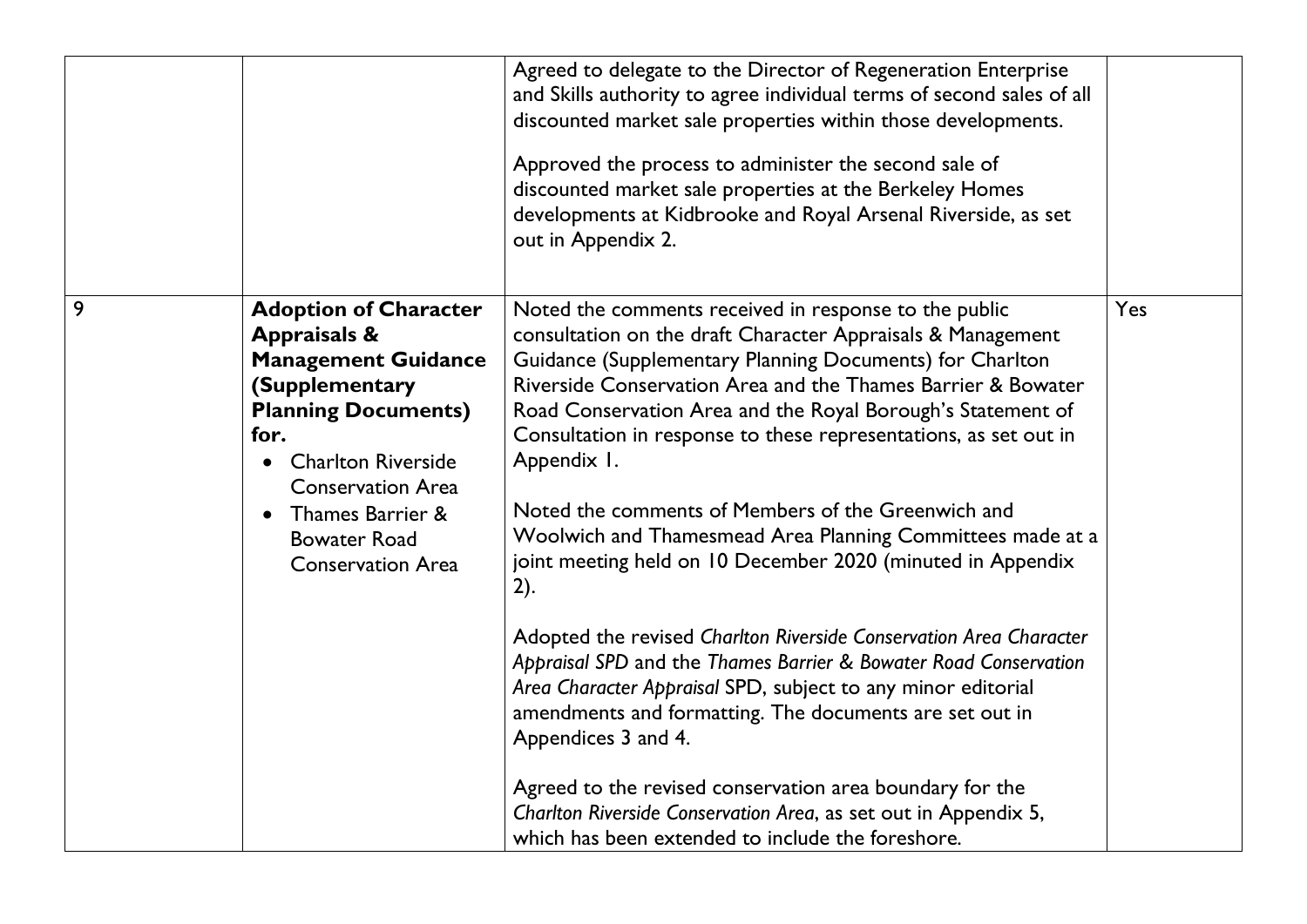| | | | |
|---|---|---|---|
| | | Agreed to delegate to the Director of Regeneration Enterprise and Skills authority to agree individual terms of second sales of all discounted market sale properties within those developments.<br><br>Approved the process to administer the second sale of discounted market sale properties at the Berkeley Homes developments at Kidbrooke and Royal Arsenal Riverside, as set out in Appendix 2. | |
| 9 | **Adoption of Character Appraisals & Management Guidance (Supplementary Planning Documents) for.**<br>• Charlton Riverside Conservation Area<br>• Thames Barrier & Bowater Road Conservation Area | Noted the comments received in response to the public consultation on the draft Character Appraisals & Management Guidance (Supplementary Planning Documents) for Charlton Riverside Conservation Area and the Thames Barrier & Bowater Road Conservation Area and the Royal Borough's Statement of Consultation in response to these representations, as set out in Appendix 1.<br><br>Noted the comments of Members of the Greenwich and Woolwich and Thamesmead Area Planning Committees made at a joint meeting held on 10 December 2020 (minuted in Appendix 2).<br><br>Adopted the revised *Charlton Riverside Conservation Area Character Appraisal SPD* and the *Thames Barrier & Bowater Road Conservation Area Character Appraisal* SPD, subject to any minor editorial amendments and formatting. The documents are set out in Appendices 3 and 4.<br><br>Agreed to the revised conservation area boundary for the *Charlton Riverside Conservation Area*, as set out in Appendix 5, which has been extended to include the foreshore. | Yes |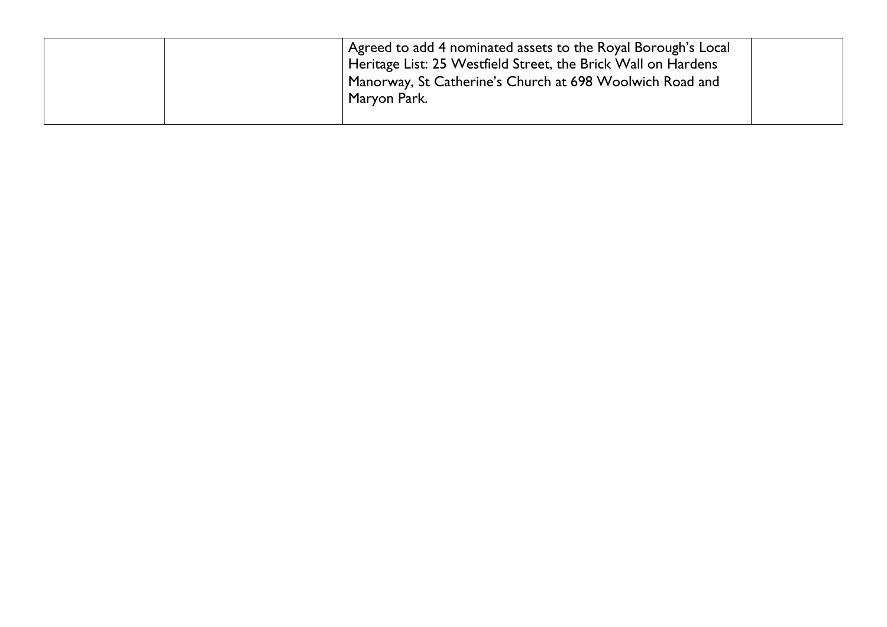| | | | |
|---|---|---|---|
| | | Agreed to add 4 nominated assets to the Royal Borough's Local Heritage List: 25 Westfield Street, the Brick Wall on Hardens Manorway, St Catherine's Church at 698 Woolwich Road and Maryon Park. | |